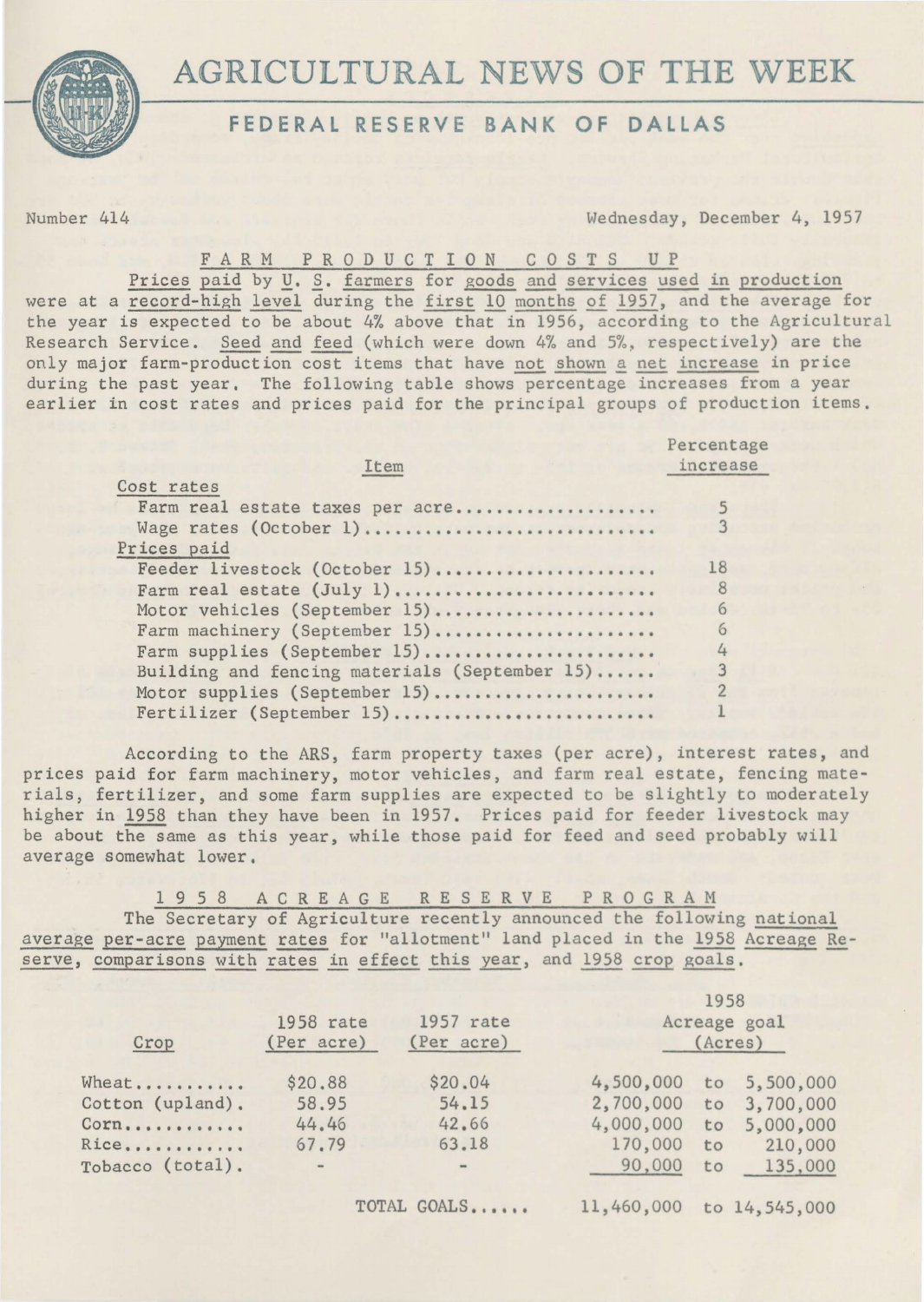# AGRICULTURAL NEWS OF THE WEEK

## FEDERAL RESERVE BANK OF DALLAS

Number 414 — Wednesday, December 4, 1957

### FARM PRODUCTION COSTS UP

Prices paid by U. S. farmers for goods and services used in production were at a record-high level during the first 10 months of 1957, and the average for the year is expected to be about 4% above that in 1956, according to the Agricultural Research Service. Seed and feed (which were down 4% and 5%, respectively) are the only major farm-production cost items that have not shown a net increase in price during the past year. The following table shows percentage increases from a year earlier in cost rates and prices paid for the principal groups of production items.

| Item | Percentage increase |
|---|---|
| **Cost rates** | |
| Farm real estate taxes per acre | 5 |
| Wage rates (October 1) | 3 |
| **Prices paid** | |
| Feeder livestock (October 15) | 18 |
| Farm real estate (July 1) | 8 |
| Motor vehicles (September 15) | 6 |
| Farm machinery (September 15) | 6 |
| Farm supplies (September 15) | 4 |
| Building and fencing materials (September 15) | 3 |
| Motor supplies (September 15) | 2 |
| Fertilizer (September 15) | 1 |

According to the ARS, farm property taxes (per acre), interest rates, and prices paid for farm machinery, motor vehicles, and farm real estate, fencing materials, fertilizer, and some farm supplies are expected to be slightly to moderately higher in 1958 than they have been in 1957. Prices paid for feeder livestock may be about the same as this year, while those paid for feed and seed probably will average somewhat lower.

### 1958 ACREAGE RESERVE PROGRAM

The Secretary of Agriculture recently announced the following national average per-acre payment rates for "allotment" land placed in the 1958 Acreage Reserve, comparisons with rates in effect this year, and 1958 crop goals.

| Crop | 1958 rate (Per acre) | 1957 rate (Per acre) | 1958 Acreage goal (Acres) |
|---|---|---|---|
| Wheat | $20.88 | $20.04 | 4,500,000 to 5,500,000 |
| Cotton (upland) | 58.95 | 54.15 | 2,700,000 to 3,700,000 |
| Corn | 44.46 | 42.66 | 4,000,000 to 5,000,000 |
| Rice | 67.79 | 63.18 | 170,000 to 210,000 |
| Tobacco (total) | - | - | 90,000 to 135,000 |
| TOTAL GOALS | | | 11,460,000 to 14,545,000 |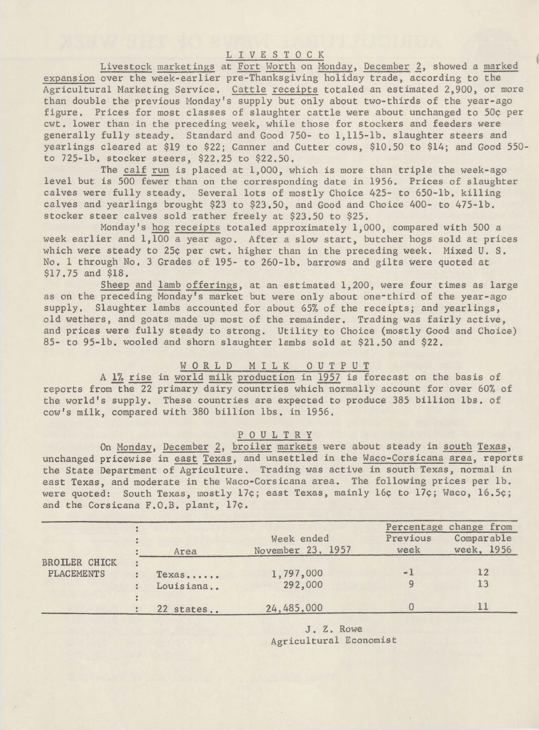## LIVESTOCK

Livestock marketings at Fort Worth on Monday, December 2, showed a marked expansion over the week-earlier pre-Thanksgiving holiday trade, according to the Agricultural Marketing Service. Cattle receipts totaled an estimated 2,900, or more than double the previous Monday's supply but only about two-thirds of the year-ago figure. Prices for most classes of slaughter cattle were about unchanged to 50¢ per cwt. lower than in the preceding week, while those for stockers and feeders were generally fully steady. Standard and Good 750- to 1,115-lb. slaughter steers and yearlings cleared at $19 to $22; Canner and Cutter cows, $10.50 to $14; and Good 550- to 725-lb. stocker steers, $22.25 to $22.50.

The calf run is placed at 1,000, which is more than triple the week-ago level but is 500 fewer than on the corresponding date in 1956. Prices of slaughter calves were fully steady. Several lots of mostly Choice 425- to 650-lb. killing calves and yearlings brought $23 to $23.50, and Good and Choice 400- to 475-lb. stocker steer calves sold rather freely at $23.50 to $25.

Monday's hog receipts totaled approximately 1,000, compared with 500 a week earlier and 1,100 a year ago. After a slow start, butcher hogs sold at prices which were steady to 25¢ per cwt. higher than in the preceding week. Mixed U. S. No. 1 through No. 3 Grades of 195- to 260-lb. barrows and gilts were quoted at $17.75 and $18.

Sheep and lamb offerings, at an estimated 1,200, were four times as large as on the preceding Monday's market but were only about one-third of the year-ago supply. Slaughter lambs accounted for about 65% of the receipts; and yearlings, old wethers, and goats made up most of the remainder. Trading was fairly active, and prices were fully steady to strong. Utility to Choice (mostly Good and Choice) 85- to 95-lb. wooled and shorn slaughter lambs sold at $21.50 and $22.

## WORLD MILK OUTPUT

A 1% rise in world milk production in 1957 is forecast on the basis of reports from the 22 primary dairy countries which normally account for over 60% of the world's supply. These countries are expected to produce 385 billion lbs. of cow's milk, compared with 380 billion lbs. in 1956.

## POULTRY

On Monday, December 2, broiler markets were about steady in south Texas, unchanged pricewise in east Texas, and unsettled in the Waco-Corsicana area, reports the State Department of Agriculture. Trading was active in south Texas, normal in east Texas, and moderate in the Waco-Corsicana area. The following prices per lb. were quoted: South Texas, mostly 17¢; east Texas, mainly 16¢ to 17¢; Waco, 16.5¢; and the Corsicana F.O.B. plant, 17¢.

| | Area | Week ended November 23, 1957 | Percentage change from Previous week | Percentage change from Comparable week, 1956 |
|---|---|---|---|---|
| BROILER CHICK PLACEMENTS | Texas...... | 1,797,000 | -1 | 12 |
| | Louisiana.. | 292,000 | 9 | 13 |
| | 22 states.. | 24,485,000 | 0 | 11 |

J. Z. Rowe
Agricultural Economist